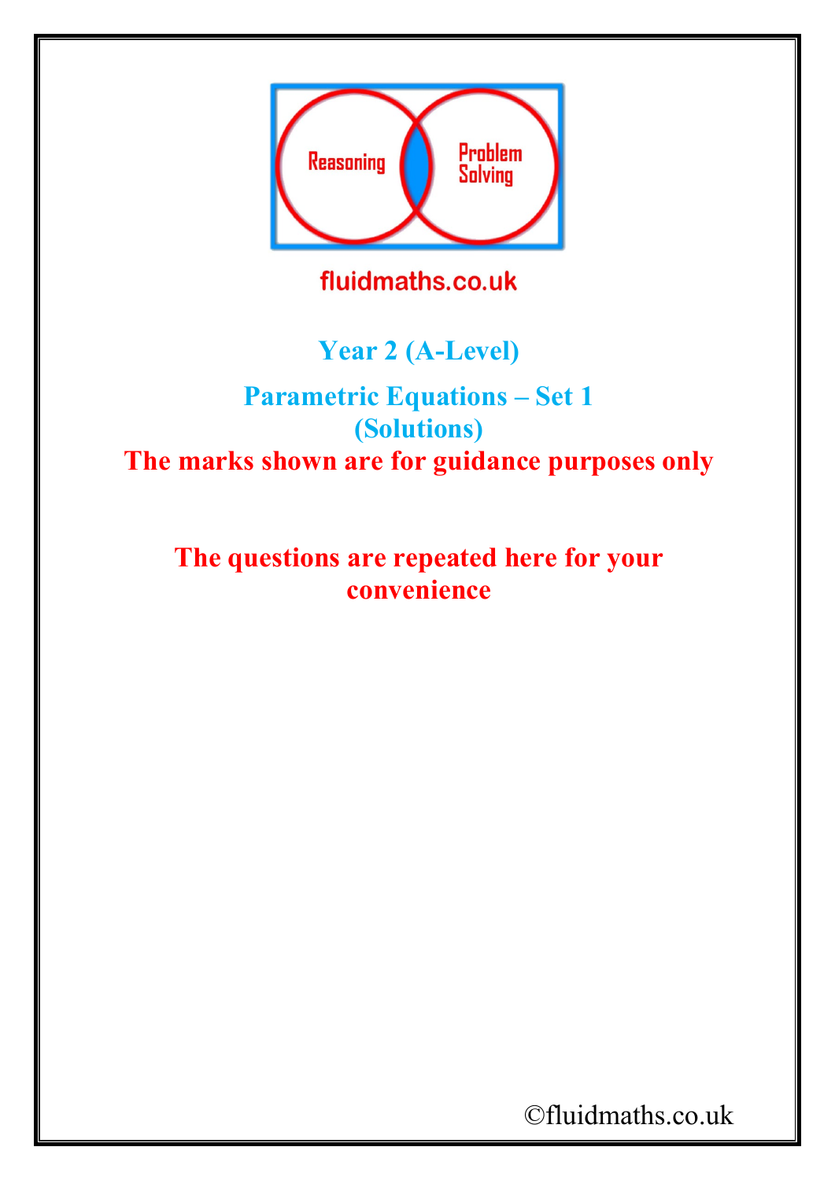Reasoning

Problem Solving

fluidmaths.co.uk

# Year 2 (A-Level)

## Parametric Equations – Set 1
## (Solutions)

**The marks shown are for guidance purposes only**

**The questions are repeated here for your convenience**

©fluidmaths.co.uk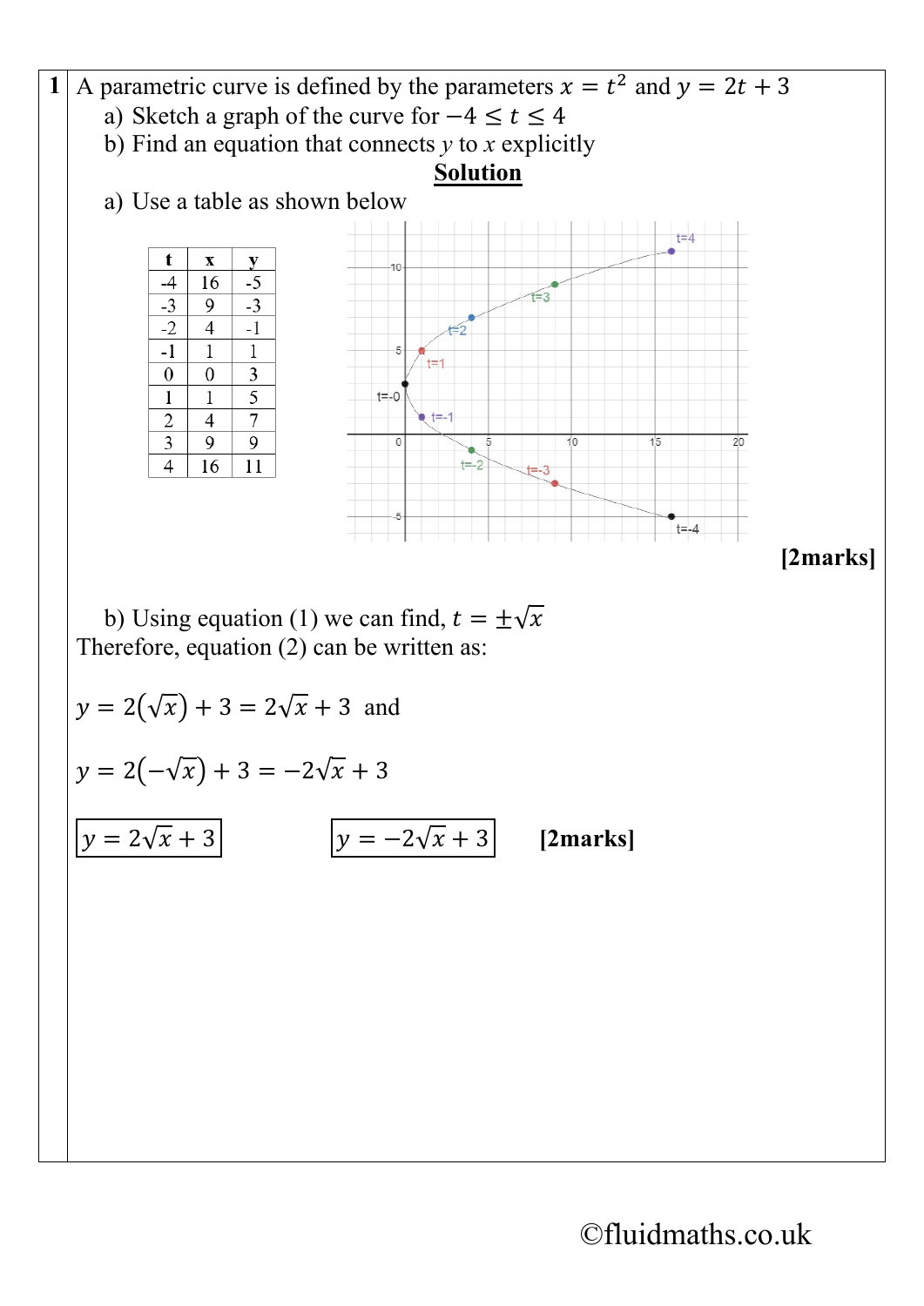**1** A parametric curve is defined by the parameters $x = t^2$ and $y = 2t + 3$

a) Sketch a graph of the curve for $-4 \leq t \leq 4$

b) Find an equation that connects $y$ to $x$ explicitly

**Solution**

a) Use a table as shown below

| t | x | y |
|---|---|---|
| -4 | 16 | -5 |
| -3 | 9 | -3 |
| -2 | 4 | -1 |
| -1 | 1 | 1 |
| 0 | 0 | 3 |
| 1 | 1 | 5 |
| 2 | 4 | 7 |
| 3 | 9 | 9 |
| 4 | 16 | 11 |

**[2marks]**

b) Using equation (1) we can find, $t = \pm\sqrt{x}$

Therefore, equation (2) can be written as:

$$y = 2(\sqrt{x}) + 3 = 2\sqrt{x} + 3 \text{ and}$$

$$y = 2(-\sqrt{x}) + 3 = -2\sqrt{x} + 3$$

$\boxed{y = 2\sqrt{x} + 3}$ $\boxed{y = -2\sqrt{x} + 3}$ **[2marks]**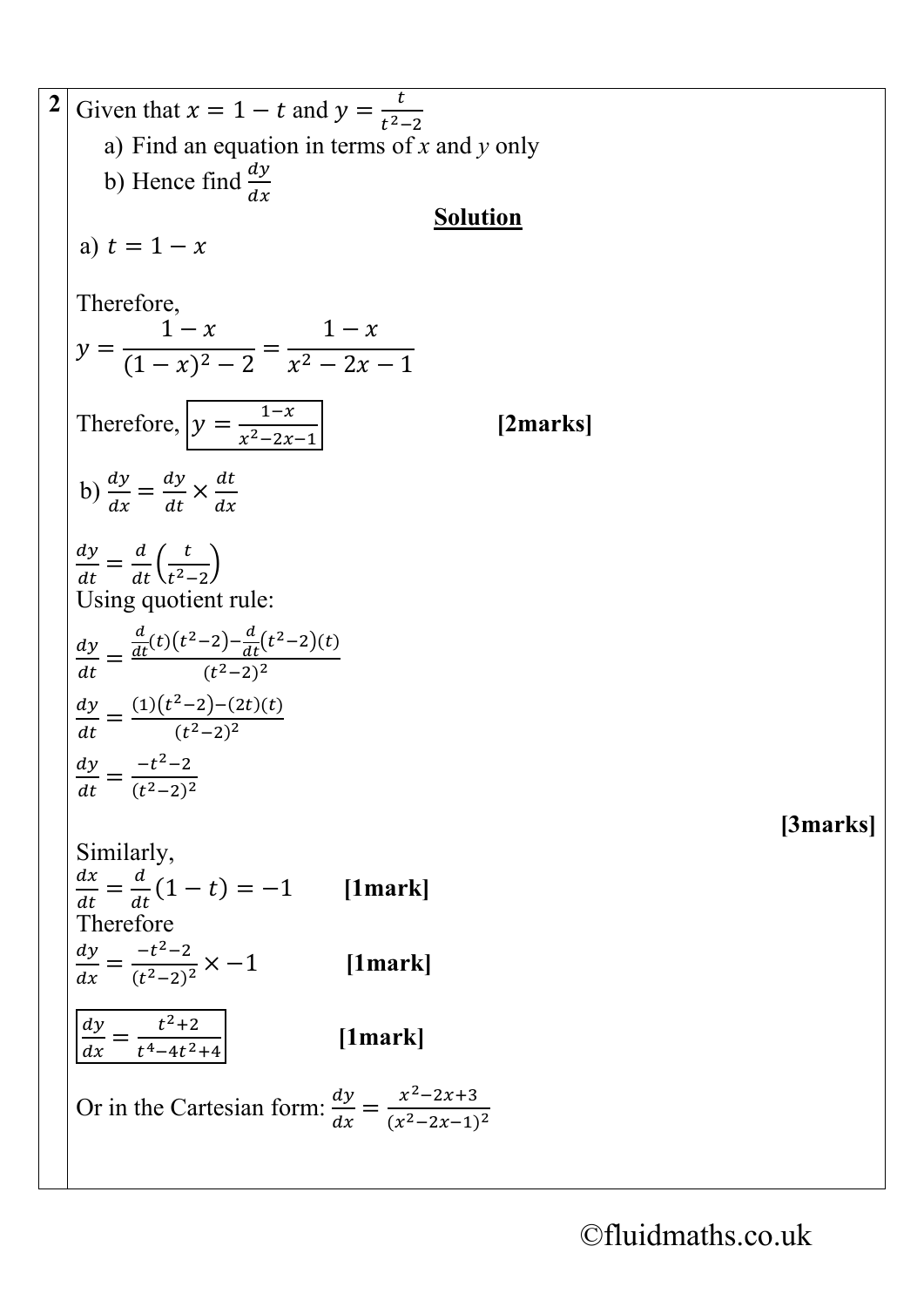**2** Given that $x = 1 - t$ and $y = \frac{t}{t^2-2}$

a) Find an equation in terms of *x* and *y* only

b) Hence find $\frac{dy}{dx}$

**Solution**

a) $t = 1 - x$

Therefore,

$$y = \frac{1-x}{(1-x)^2 - 2} = \frac{1-x}{x^2 - 2x - 1}$$

Therefore, $\boxed{y = \frac{1-x}{x^2-2x-1}}$ **[2marks]**

b) $\frac{dy}{dx} = \frac{dy}{dt} \times \frac{dt}{dx}$

$\frac{dy}{dt} = \frac{d}{dt}\left(\frac{t}{t^2-2}\right)$

Using quotient rule:

$\frac{dy}{dt} = \frac{\frac{d}{dt}(t)(t^2-2) - \frac{d}{dt}(t^2-2)(t)}{(t^2-2)^2}$

$\frac{dy}{dt} = \frac{(1)(t^2-2)-(2t)(t)}{(t^2-2)^2}$

$\frac{dy}{dt} = \frac{-t^2-2}{(t^2-2)^2}$

**[3marks]**

Similarly,

$\frac{dx}{dt} = \frac{d}{dt}(1-t) = -1$ **[1mark]**

Therefore

$\frac{dy}{dx} = \frac{-t^2-2}{(t^2-2)^2} \times -1$ **[1mark]**

$\boxed{\frac{dy}{dx} = \frac{t^2+2}{t^4-4t^2+4}}$ **[1mark]**

Or in the Cartesian form: $\frac{dy}{dx} = \frac{x^2-2x+3}{(x^2-2x-1)^2}$

©fluidmaths.co.uk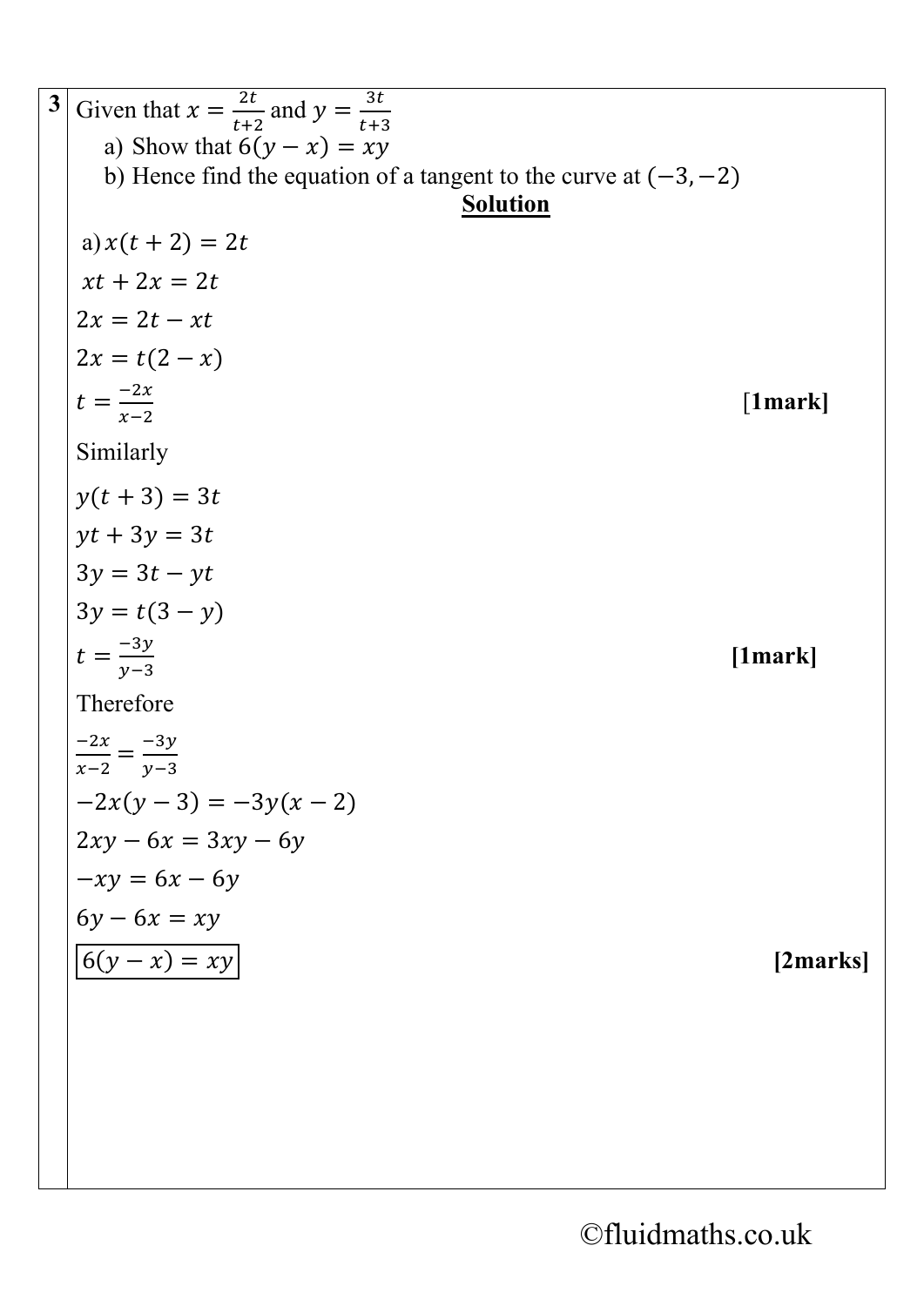**3** Given that $x = \frac{2t}{t+2}$ and $y = \frac{3t}{t+3}$

a) Show that $6(y - x) = xy$

b) Hence find the equation of a tangent to the curve at $(-3, -2)$

**Solution**

a) $x(t+2) = 2t$

$xt + 2x = 2t$

$2x = 2t - xt$

$2x = t(2 - x)$

$t = \frac{-2x}{x-2}$ **[1mark]**

Similarly

$y(t+3) = 3t$

$yt + 3y = 3t$

$3y = 3t - yt$

$3y = t(3 - y)$

$t = \frac{-3y}{y-3}$ **[1mark]**

Therefore

$\frac{-2x}{x-2} = \frac{-3y}{y-3}$

$-2x(y-3) = -3y(x-2)$

$2xy - 6x = 3xy - 6y$

$-xy = 6x - 6y$

$6y - 6x = xy$

$\boxed{6(y - x) = xy}$ **[2marks]**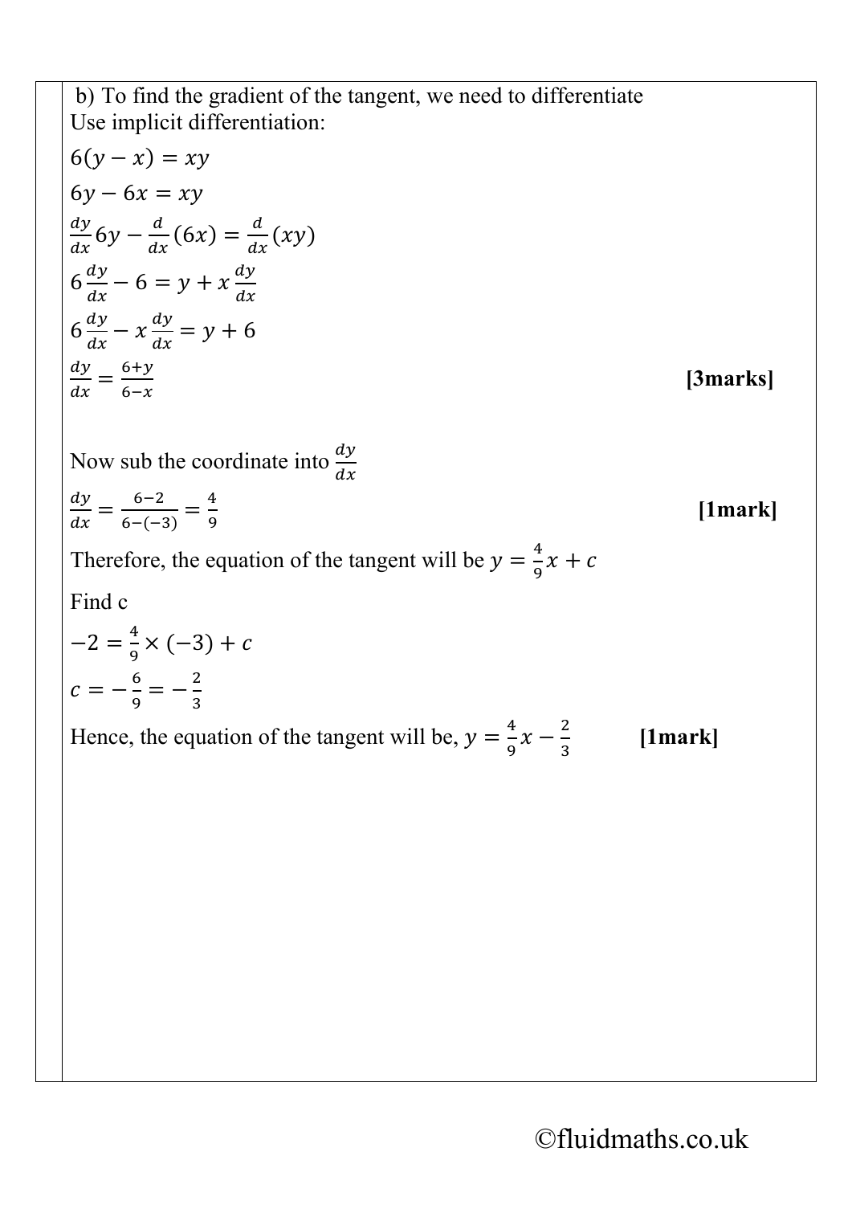b) To find the gradient of the tangent, we need to differentiate

Use implicit differentiation:

$6(y - x) = xy$

$6y - 6x = xy$

$\frac{dy}{dx}6y - \frac{d}{dx}(6x) = \frac{d}{dx}(xy)$

$6\frac{dy}{dx} - 6 = y + x\frac{dy}{dx}$

$6\frac{dy}{dx} - x\frac{dy}{dx} = y + 6$

$\frac{dy}{dx} = \frac{6+y}{6-x}$ **[3marks]**

Now sub the coordinate into $\frac{dy}{dx}$

$\frac{dy}{dx} = \frac{6-2}{6-(-3)} = \frac{4}{9}$ **[1mark]**

Therefore, the equation of the tangent will be $y = \frac{4}{9}x + c$

Find c

$-2 = \frac{4}{9} \times (-3) + c$

$c = -\frac{6}{9} = -\frac{2}{3}$

Hence, the equation of the tangent will be, $y = \frac{4}{9}x - \frac{2}{3}$ **[1mark]**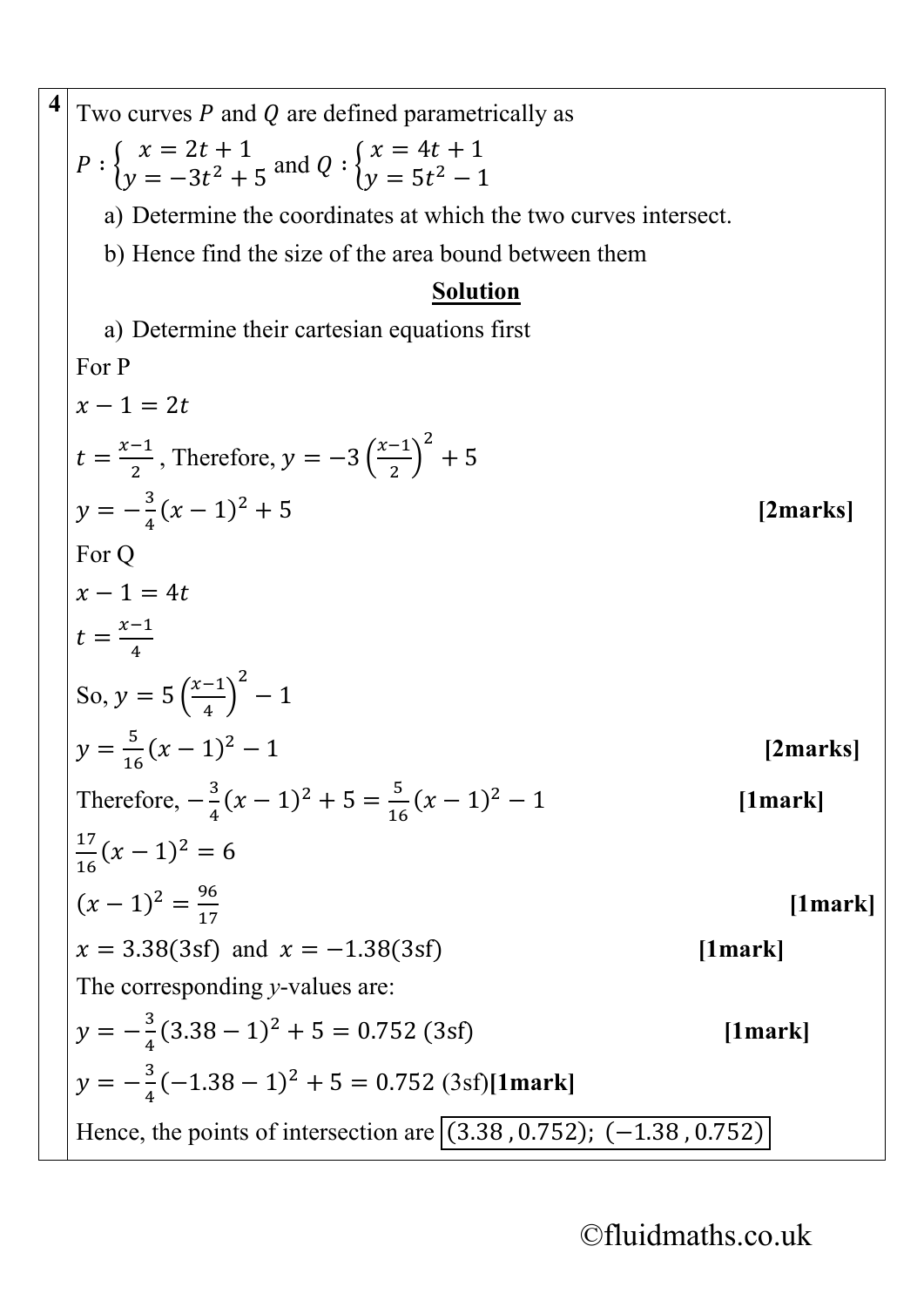**4** Two curves $P$ and $Q$ are defined parametrically as

$P : \begin{cases} x = 2t + 1 \\ y = -3t^2 + 5 \end{cases}$ and $Q : \begin{cases} x = 4t + 1 \\ y = 5t^2 - 1 \end{cases}$

a) Determine the coordinates at which the two curves intersect.

b) Hence find the size of the area bound between them

**Solution**

a) Determine their cartesian equations first

For P

$x - 1 = 2t$

$t = \frac{x-1}{2}$, Therefore, $y = -3\left(\frac{x-1}{2}\right)^2 + 5$

$y = -\frac{3}{4}(x-1)^2 + 5$ **[2marks]**

For Q

$x - 1 = 4t$

$t = \frac{x-1}{4}$

So, $y = 5\left(\frac{x-1}{4}\right)^2 - 1$

$y = \frac{5}{16}(x-1)^2 - 1$ **[2marks]**

Therefore, $-\frac{3}{4}(x-1)^2 + 5 = \frac{5}{16}(x-1)^2 - 1$ **[1mark]**

$\frac{17}{16}(x-1)^2 = 6$

$(x-1)^2 = \frac{96}{17}$ **[1mark]**

$x = 3.38(3\text{sf})$ and $x = -1.38(3\text{sf})$ **[1mark]**

The corresponding *y*-values are:

$y = -\frac{3}{4}(3.38 - 1)^2 + 5 = 0.752$ (3sf) **[1mark]**

$y = -\frac{3}{4}(-1.38 - 1)^2 + 5 = 0.752$ (3sf) **[1mark]**

Hence, the points of intersection are $\boxed{(3.38, 0.752);\ (-1.38, 0.752)}$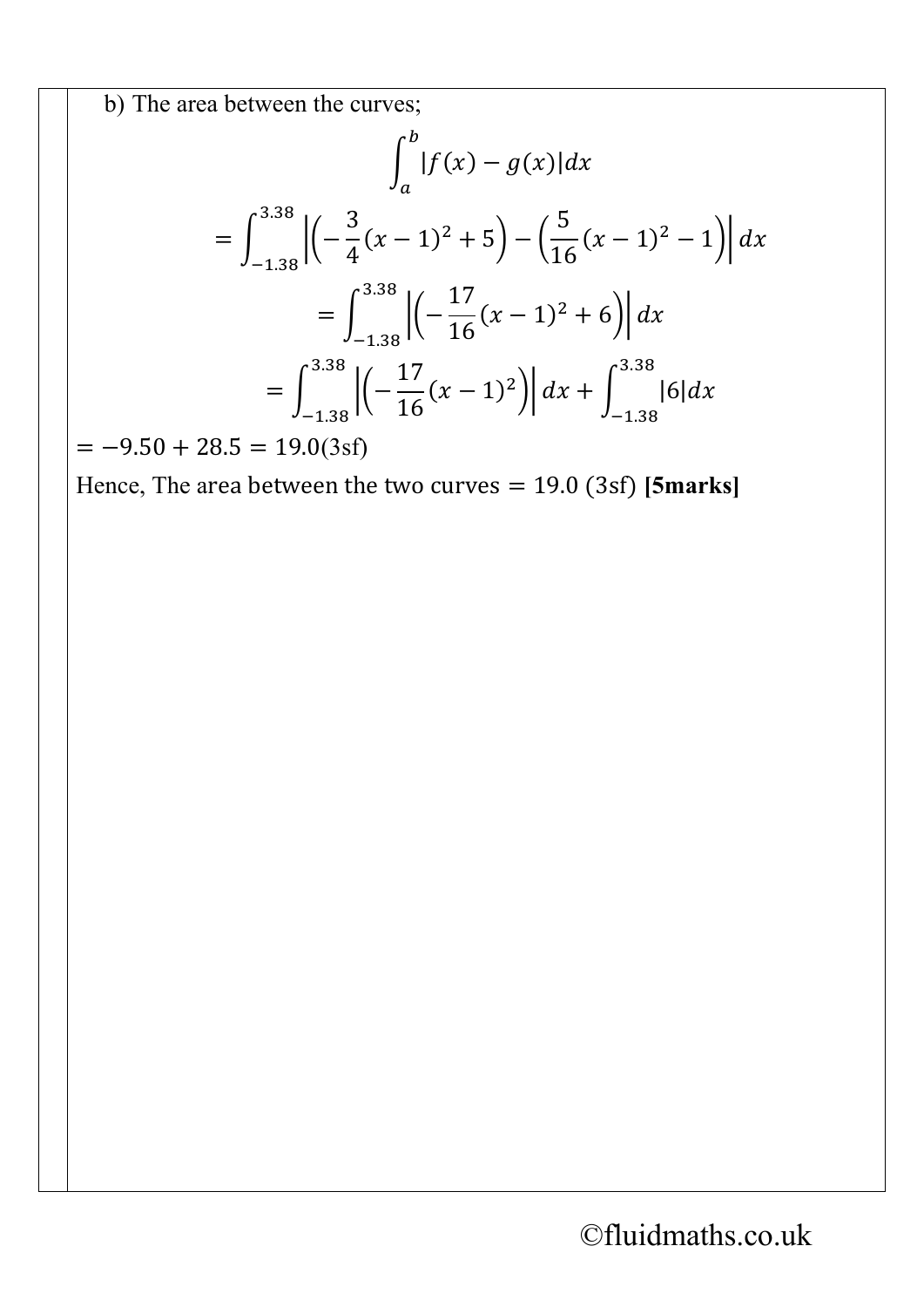b) The area between the curves;

$$\int_a^b |f(x) - g(x)|dx$$

$$= \int_{-1.38}^{3.38} \left|\left(-\frac{3}{4}(x-1)^2 + 5\right) - \left(\frac{5}{16}(x-1)^2 - 1\right)\right| dx$$

$$= \int_{-1.38}^{3.38} \left|\left(-\frac{17}{16}(x-1)^2 + 6\right)\right| dx$$

$$= \int_{-1.38}^{3.38} \left|\left(-\frac{17}{16}(x-1)^2\right)\right| dx + \int_{-1.38}^{3.38} |6| dx$$

$= -9.50 + 28.5 = 19.0$(3sf)

Hence, The area between the two curves $= 19.0$ (3sf) **[5marks]**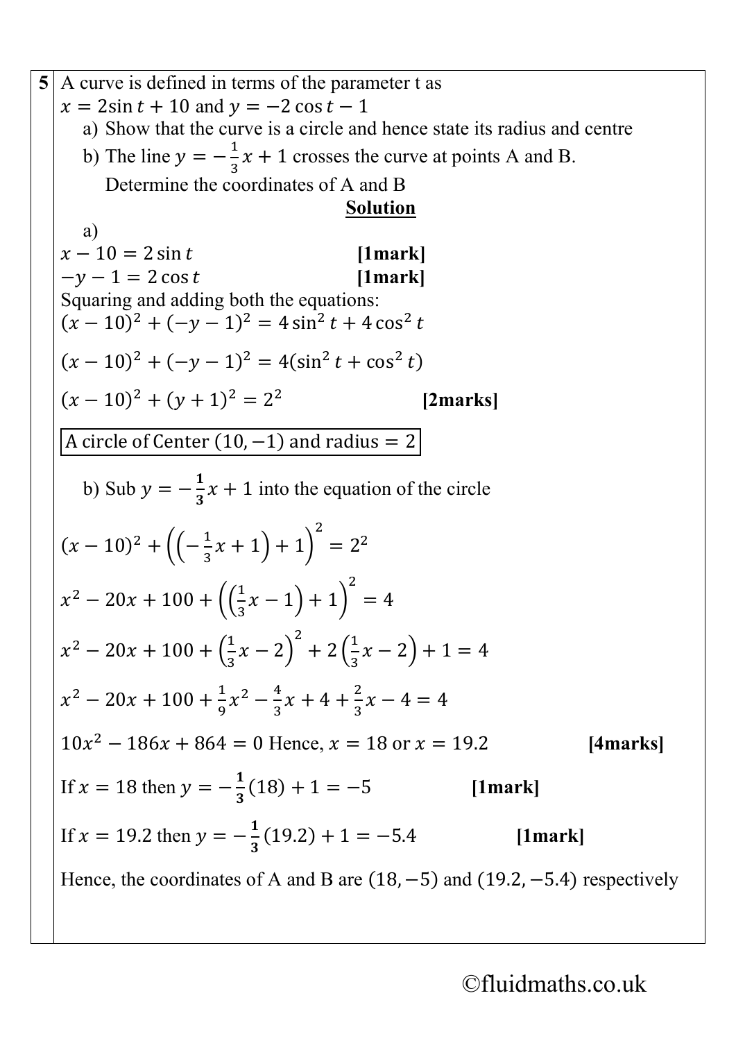**5** A curve is defined in terms of the parameter t as
$x = 2\sin t + 10$ and $y = -2\cos t - 1$

a) Show that the curve is a circle and hence state its radius and centre

b) The line $y = -\frac{1}{3}x + 1$ crosses the curve at points A and B. Determine the coordinates of A and B

**Solution**

a)

$x - 10 = 2\sin t$ **[1mark]**

$-y - 1 = 2\cos t$ **[1mark]**

Squaring and adding both the equations:

$$(x-10)^2 + (-y-1)^2 = 4\sin^2 t + 4\cos^2 t$$

$$(x-10)^2 + (-y-1)^2 = 4(\sin^2 t + \cos^2 t)$$

$$(x-10)^2 + (y+1)^2 = 2^2$$ **[2marks]**

A circle of Center $(10, -1)$ and radius $= 2$

b) Sub $y = -\frac{1}{3}x + 1$ into the equation of the circle

$$(x-10)^2 + \left(\left(-\frac{1}{3}x + 1\right) + 1\right)^2 = 2^2$$

$$x^2 - 20x + 100 + \left(\left(\frac{1}{3}x - 1\right) + 1\right)^2 = 4$$

$$x^2 - 20x + 100 + \left(\frac{1}{3}x - 2\right)^2 + 2\left(\frac{1}{3}x - 2\right) + 1 = 4$$

$$x^2 - 20x + 100 + \frac{1}{9}x^2 - \frac{4}{3}x + 4 + \frac{2}{3}x - 4 = 4$$

$10x^2 - 186x + 864 = 0$ Hence, $x = 18$ or $x = 19.2$ **[4marks]**

If $x = 18$ then $y = -\frac{1}{3}(18) + 1 = -5$ **[1mark]**

If $x = 19.2$ then $y = -\frac{1}{3}(19.2) + 1 = -5.4$ **[1mark]**

Hence, the coordinates of A and B are $(18, -5)$ and $(19.2, -5.4)$ respectively

©fluidmaths.co.uk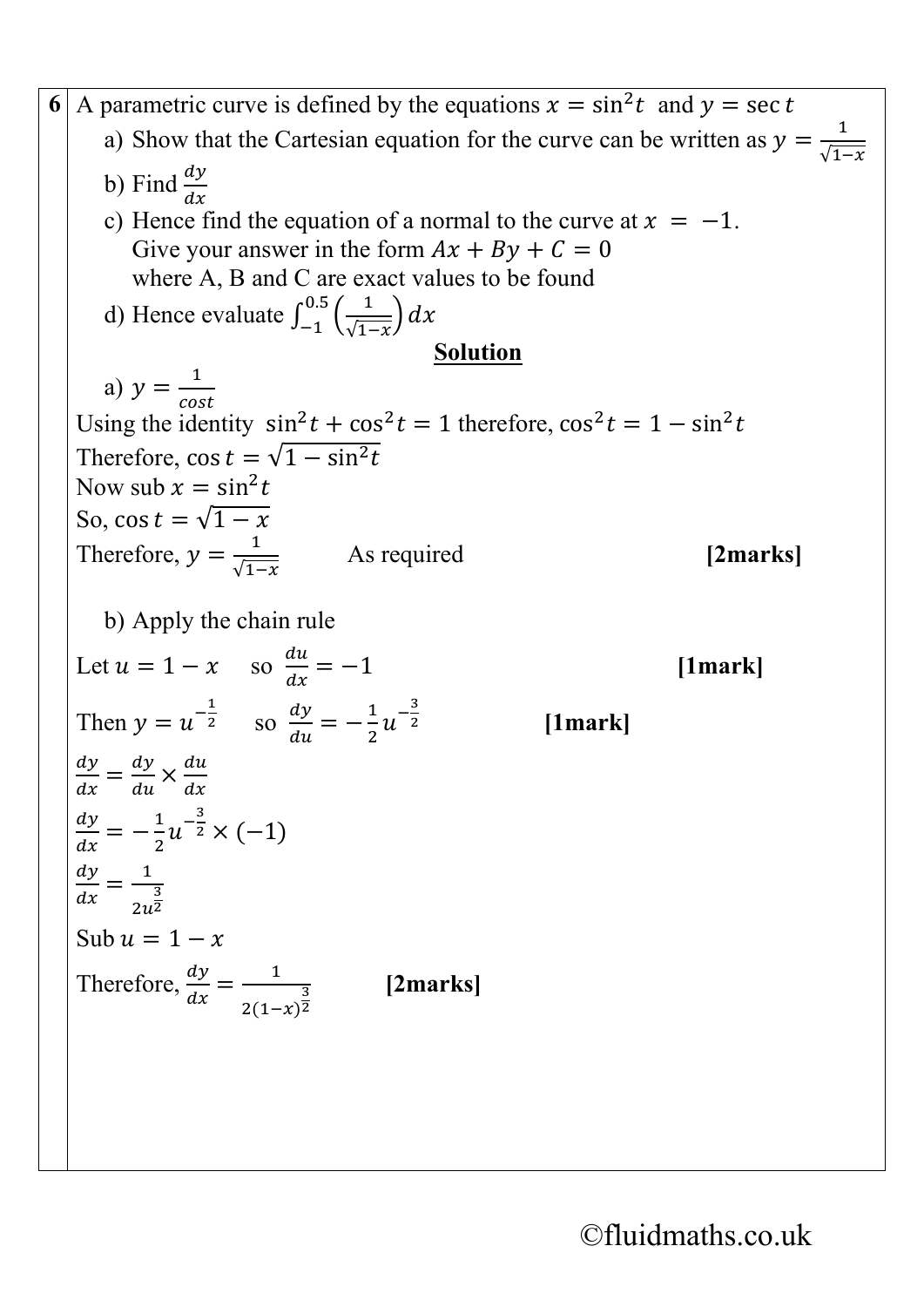**6** A parametric curve is defined by the equations $x = \sin^2 t$ and $y = \sec t$

a) Show that the Cartesian equation for the curve can be written as $y = \frac{1}{\sqrt{1-x}}$

b) Find $\frac{dy}{dx}$

c) Hence find the equation of a normal to the curve at $x = -1$.
Give your answer in the form $Ax + By + C = 0$
where A, B and C are exact values to be found

d) Hence evaluate $\int_{-1}^{0.5} \left(\frac{1}{\sqrt{1-x}}\right) dx$

**Solution**

a) $y = \frac{1}{cost}$

Using the identity $\sin^2 t + \cos^2 t = 1$ therefore, $\cos^2 t = 1 - \sin^2 t$

Therefore, $\cos t = \sqrt{1 - \sin^2 t}$

Now sub $x = \sin^2 t$

So, $\cos t = \sqrt{1 - x}$

Therefore, $y = \frac{1}{\sqrt{1-x}}$ As required **[2marks]**

b) Apply the chain rule

Let $u = 1 - x$ so $\frac{du}{dx} = -1$ **[1mark]**

Then $y = u^{-\frac{1}{2}}$ so $\frac{dy}{du} = -\frac{1}{2}u^{-\frac{3}{2}}$ **[1mark]**

$\frac{dy}{dx} = \frac{dy}{du} \times \frac{du}{dx}$

$\frac{dy}{dx} = -\frac{1}{2}u^{-\frac{3}{2}} \times (-1)$

$\frac{dy}{dx} = \frac{1}{2u^{\frac{3}{2}}}$

Sub $u = 1 - x$

Therefore, $\frac{dy}{dx} = \frac{1}{2(1-x)^{\frac{3}{2}}}$ **[2marks]**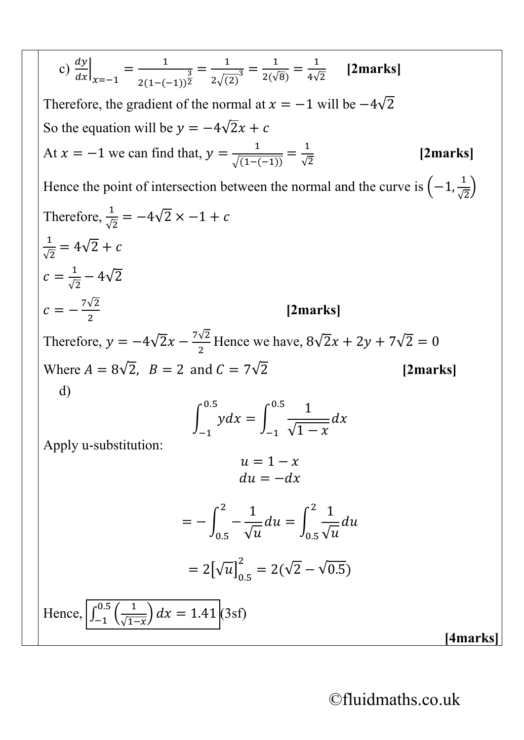c) $\left.\frac{dy}{dx}\right|_{x=-1} = \frac{1}{2(1-(-1))^{\frac{3}{2}}} = \frac{1}{2\sqrt{(2)}^3} = \frac{1}{2(\sqrt{8})} = \frac{1}{4\sqrt{2}}$ **[2marks]**

Therefore, the gradient of the normal at $x = -1$ will be $-4\sqrt{2}$

So the equation will be $y = -4\sqrt{2}x + c$

At $x = -1$ we can find that, $y = \frac{1}{\sqrt{(1-(-1))}} = \frac{1}{\sqrt{2}}$ **[2marks]**

Hence the point of intersection between the normal and the curve is $\left(-1, \frac{1}{\sqrt{2}}\right)$

Therefore, $\frac{1}{\sqrt{2}} = -4\sqrt{2} \times -1 + c$

$\frac{1}{\sqrt{2}} = 4\sqrt{2} + c$

$c = \frac{1}{\sqrt{2}} - 4\sqrt{2}$

$c = -\frac{7\sqrt{2}}{2}$ **[2marks]**

Therefore, $y = -4\sqrt{2}x - \frac{7\sqrt{2}}{2}$ Hence we have, $8\sqrt{2}x + 2y + 7\sqrt{2} = 0$

Where $A = 8\sqrt{2}$, $B = 2$ and $C = 7\sqrt{2}$ **[2marks]**

d)

$$\int_{-1}^{0.5} y\,dx = \int_{-1}^{0.5} \frac{1}{\sqrt{1-x}}\,dx$$

Apply u-substitution:

$$u = 1 - x$$
$$du = -dx$$

$$= -\int_{0.5}^{2} -\frac{1}{\sqrt{u}}\,du = \int_{0.5}^{2} \frac{1}{\sqrt{u}}\,du$$

$$= 2\left[\sqrt{u}\right]_{0.5}^{2} = 2(\sqrt{2} - \sqrt{0.5})$$

Hence, $\boxed{\int_{-1}^{0.5} \left(\frac{1}{\sqrt{1-x}}\right) dx = 1.41}$ (3sf)

**[4marks]**

©fluidmaths.co.uk